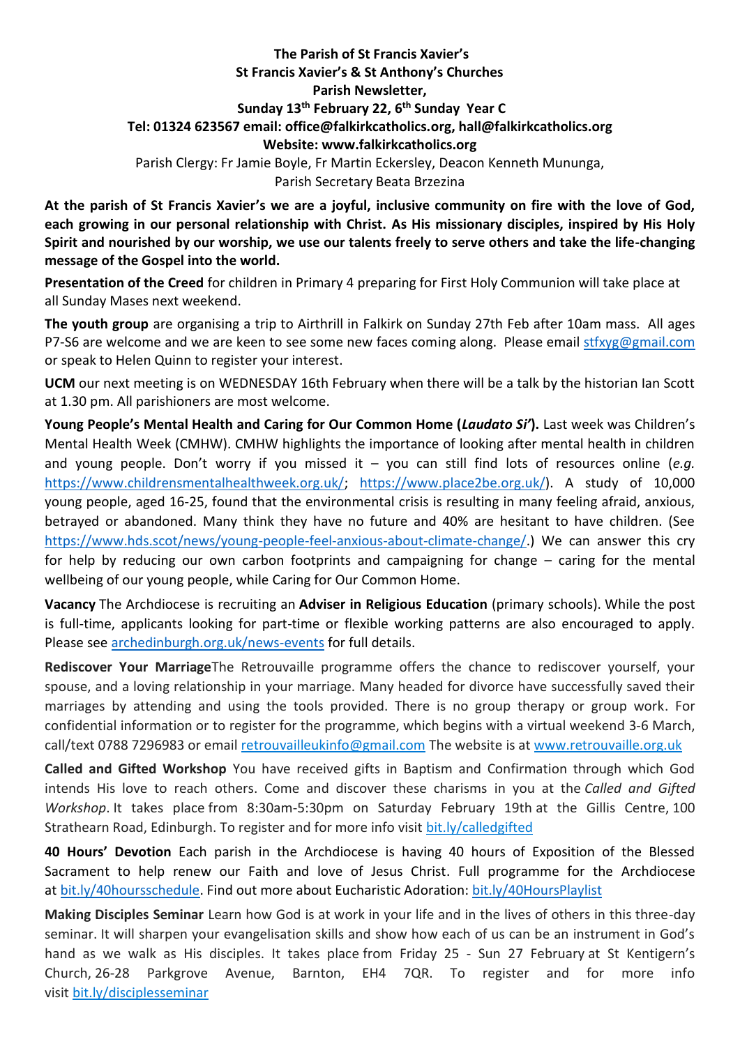**The Parish of St Francis Xavier's**
**St Francis Xavier's & St Anthony's Churches**
**Parish Newsletter,**
**Sunday 13th February 22, 6th Sunday Year C**
**Tel: 01324 623567 email: office@falkirkcatholics.org, hall@falkirkcatholics.org**
**Website: www.falkirkcatholics.org**

Parish Clergy: Fr Jamie Boyle, Fr Martin Eckersley, Deacon Kenneth Mununga, Parish Secretary Beata Brzezina

**At the parish of St Francis Xavier's we are a joyful, inclusive community on fire with the love of God, each growing in our personal relationship with Christ. As His missionary disciples, inspired by His Holy Spirit and nourished by our worship, we use our talents freely to serve others and take the life-changing message of the Gospel into the world.**

**Presentation of the Creed** for children in Primary 4 preparing for First Holy Communion will take place at all Sunday Mases next weekend.

**The youth group** are organising a trip to Airthrill in Falkirk on Sunday 27th Feb after 10am mass. All ages P7-S6 are welcome and we are keen to see some new faces coming along. Please email stfxyg@gmail.com or speak to Helen Quinn to register your interest.

**UCM** our next meeting is on WEDNESDAY 16th February when there will be a talk by the historian Ian Scott at 1.30 pm. All parishioners are most welcome.

**Young People's Mental Health and Caring for Our Common Home (*Laudato Si'*).** Last week was Children's Mental Health Week (CMHW). CMHW highlights the importance of looking after mental health in children and young people. Don't worry if you missed it – you can still find lots of resources online (*e.g.* https://www.childrensmentalhealthweek.org.uk/; https://www.place2be.org.uk/). A study of 10,000 young people, aged 16-25, found that the environmental crisis is resulting in many feeling afraid, anxious, betrayed or abandoned. Many think they have no future and 40% are hesitant to have children. (See https://www.hds.scot/news/young-people-feel-anxious-about-climate-change/.) We can answer this cry for help by reducing our own carbon footprints and campaigning for change – caring for the mental wellbeing of our young people, while Caring for Our Common Home.

**Vacancy** The Archdiocese is recruiting an **Adviser in Religious Education** (primary schools). While the post is full-time, applicants looking for part-time or flexible working patterns are also encouraged to apply. Please see archedinburgh.org.uk/news-events for full details.

**Rediscover Your Marriage**The Retrouvaille programme offers the chance to rediscover yourself, your spouse, and a loving relationship in your marriage. Many headed for divorce have successfully saved their marriages by attending and using the tools provided. There is no group therapy or group work. For confidential information or to register for the programme, which begins with a virtual weekend 3-6 March, call/text 0788 7296983 or email retrouvailleukinfo@gmail.com The website is at www.retrouvaille.org.uk

**Called and Gifted Workshop** You have received gifts in Baptism and Confirmation through which God intends His love to reach others. Come and discover these charisms in you at the *Called and Gifted Workshop*. It takes place from 8:30am-5:30pm on Saturday February 19th at the Gillis Centre, 100 Strathearn Road, Edinburgh. To register and for more info visit bit.ly/calledgifted

**40 Hours' Devotion** Each parish in the Archdiocese is having 40 hours of Exposition of the Blessed Sacrament to help renew our Faith and love of Jesus Christ. Full programme for the Archdiocese at bit.ly/40hoursschedule. Find out more about Eucharistic Adoration: bit.ly/40HoursPlaylist

**Making Disciples Seminar** Learn how God is at work in your life and in the lives of others in this three-day seminar. It will sharpen your evangelisation skills and show how each of us can be an instrument in God's hand as we walk as His disciples. It takes place from Friday 25 - Sun 27 February at St Kentigern's Church, 26-28 Parkgrove Avenue, Barnton, EH4 7QR. To register and for more info visit bit.ly/disciplesseminar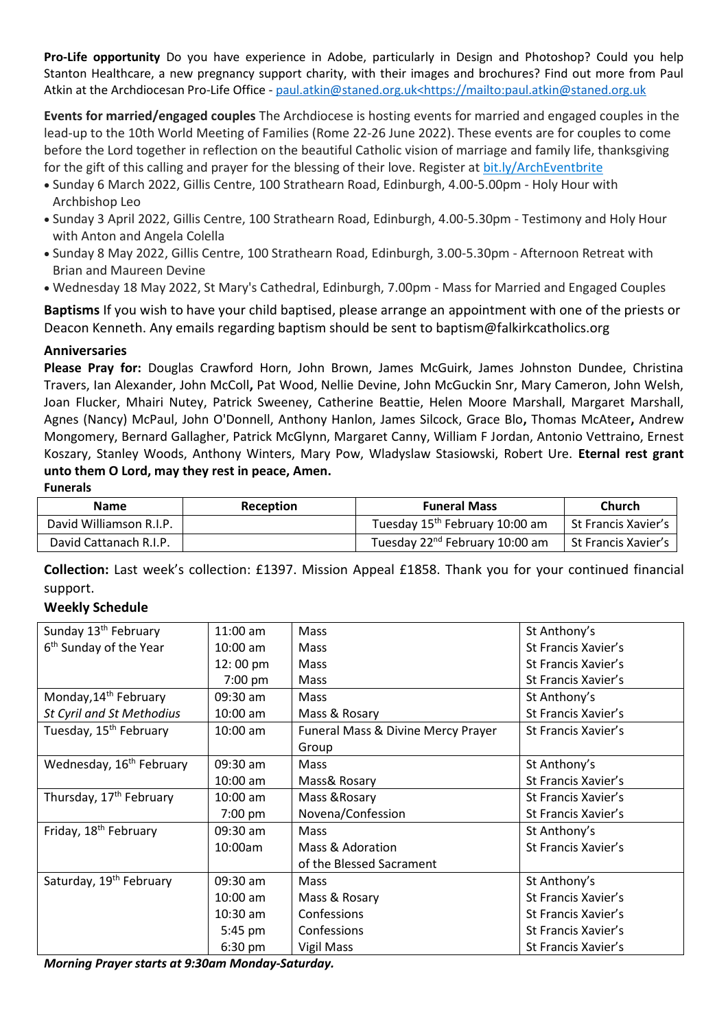**Pro-Life opportunity** Do you have experience in Adobe, particularly in Design and Photoshop? Could you help Stanton Healthcare, a new pregnancy support charity, with their images and brochures? Find out more from Paul Atkin at the Archdiocesan Pro-Life Office - paul.atkin@staned.org.uk<https://mailto:paul.atkin@staned.org.uk

**Events for married/engaged couples** The Archdiocese is hosting events for married and engaged couples in the lead-up to the 10th World Meeting of Families (Rome 22-26 June 2022). These events are for couples to come before the Lord together in reflection on the beautiful Catholic vision of marriage and family life, thanksgiving for the gift of this calling and prayer for the blessing of their love. Register at bit.ly/ArchEventbrite

- Sunday 6 March 2022, Gillis Centre, 100 Strathearn Road, Edinburgh, 4.00-5.00pm - Holy Hour with Archbishop Leo
- Sunday 3 April 2022, Gillis Centre, 100 Strathearn Road, Edinburgh, 4.00-5.30pm - Testimony and Holy Hour with Anton and Angela Colella
- Sunday 8 May 2022, Gillis Centre, 100 Strathearn Road, Edinburgh, 3.00-5.30pm - Afternoon Retreat with Brian and Maureen Devine
- Wednesday 18 May 2022, St Mary's Cathedral, Edinburgh, 7.00pm - Mass for Married and Engaged Couples

**Baptisms** If you wish to have your child baptised, please arrange an appointment with one of the priests or Deacon Kenneth. Any emails regarding baptism should be sent to baptism@falkirkcatholics.org

**Anniversaries**

**Please Pray for:** Douglas Crawford Horn, John Brown, James McGuirk, James Johnston Dundee, Christina Travers, Ian Alexander, John McColl**,** Pat Wood, Nellie Devine, John McGuckin Snr, Mary Cameron, John Welsh, Joan Flucker, Mhairi Nutey, Patrick Sweeney, Catherine Beattie, Helen Moore Marshall, Margaret Marshall, Agnes (Nancy) McPaul, John O'Donnell, Anthony Hanlon, James Silcock, Grace Blo**,** Thomas McAteer**,** Andrew Mongomery, Bernard Gallagher, Patrick McGlynn, Margaret Canny, William F Jordan, Antonio Vettraino, Ernest Koszary, Stanley Woods, Anthony Winters, Mary Pow, Wladyslaw Stasiowski, Robert Ure. **Eternal rest grant unto them O Lord, may they rest in peace, Amen.**

**Funerals**

| Name | Reception | Funeral Mass | Church |
|---|---|---|---|
| David Williamson R.I.P. | | Tuesday 15th February 10:00 am | St Francis Xavier's |
| David Cattanach R.I.P. | | Tuesday 22nd February 10:00 am | St Francis Xavier's |

**Collection:** Last week's collection: £1397. Mission Appeal £1858. Thank you for your continued financial support.

**Weekly Schedule**

| | | | |
|---|---|---|---|
| Sunday 13th February | 11:00 am | Mass | St Anthony's |
| 6th Sunday of the Year | 10:00 am | Mass | St Francis Xavier's |
| | 12: 00 pm | Mass | St Francis Xavier's |
| | 7:00 pm | Mass | St Francis Xavier's |
| Monday,14th February | 09:30 am | Mass | St Anthony's |
| *St Cyril and St Methodius* | 10:00 am | Mass & Rosary | St Francis Xavier's |
| Tuesday, 15th February | 10:00 am | Funeral Mass & Divine Mercy Prayer Group | St Francis Xavier's |
| Wednesday, 16th February | 09:30 am | Mass | St Anthony's |
| | 10:00 am | Mass& Rosary | St Francis Xavier's |
| Thursday, 17th February | 10:00 am | Mass &Rosary | St Francis Xavier's |
| | 7:00 pm | Novena/Confession | St Francis Xavier's |
| Friday, 18th February | 09:30 am | Mass | St Anthony's |
| | 10:00am | Mass & Adoration of the Blessed Sacrament | St Francis Xavier's |
| Saturday, 19th February | 09:30 am | Mass | St Anthony's |
| | 10:00 am | Mass & Rosary | St Francis Xavier's |
| | 10:30 am | Confessions | St Francis Xavier's |
| | 5:45 pm | Confessions | St Francis Xavier's |
| | 6:30 pm | Vigil Mass | St Francis Xavier's |

***Morning Prayer starts at 9:30am Monday-Saturday.***